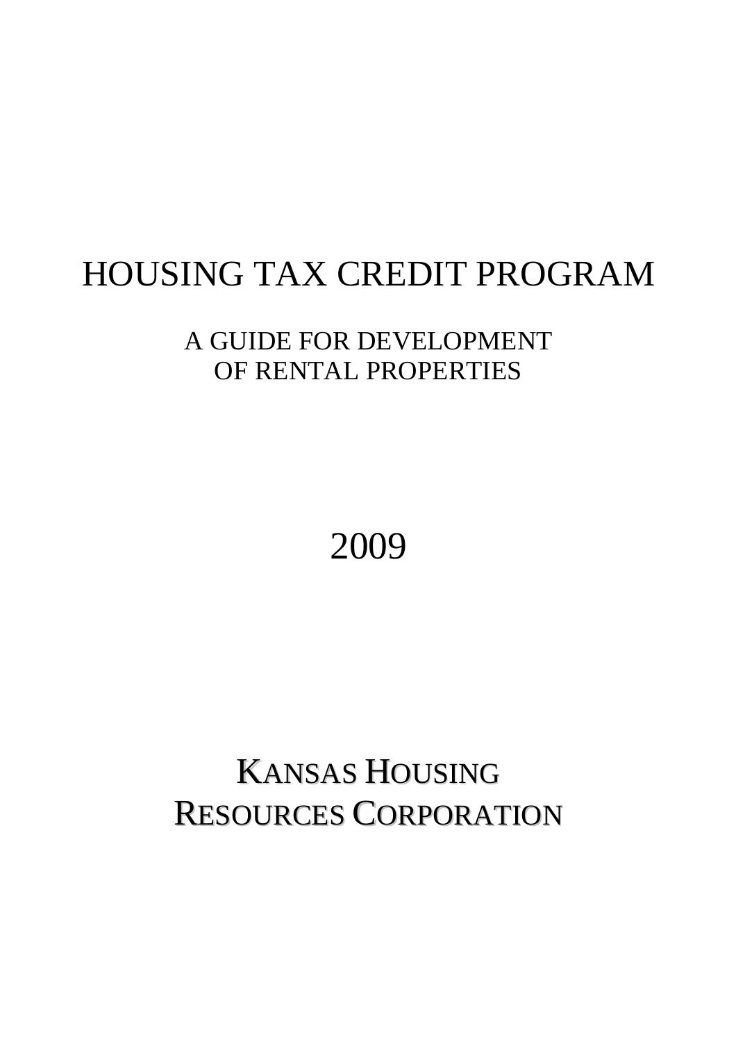# HOUSING TAX CREDIT PROGRAM

## A GUIDE FOR DEVELOPMENT OF RENTAL PROPERTIES

2009

## KANSAS HOUSING RESOURCES CORPORATION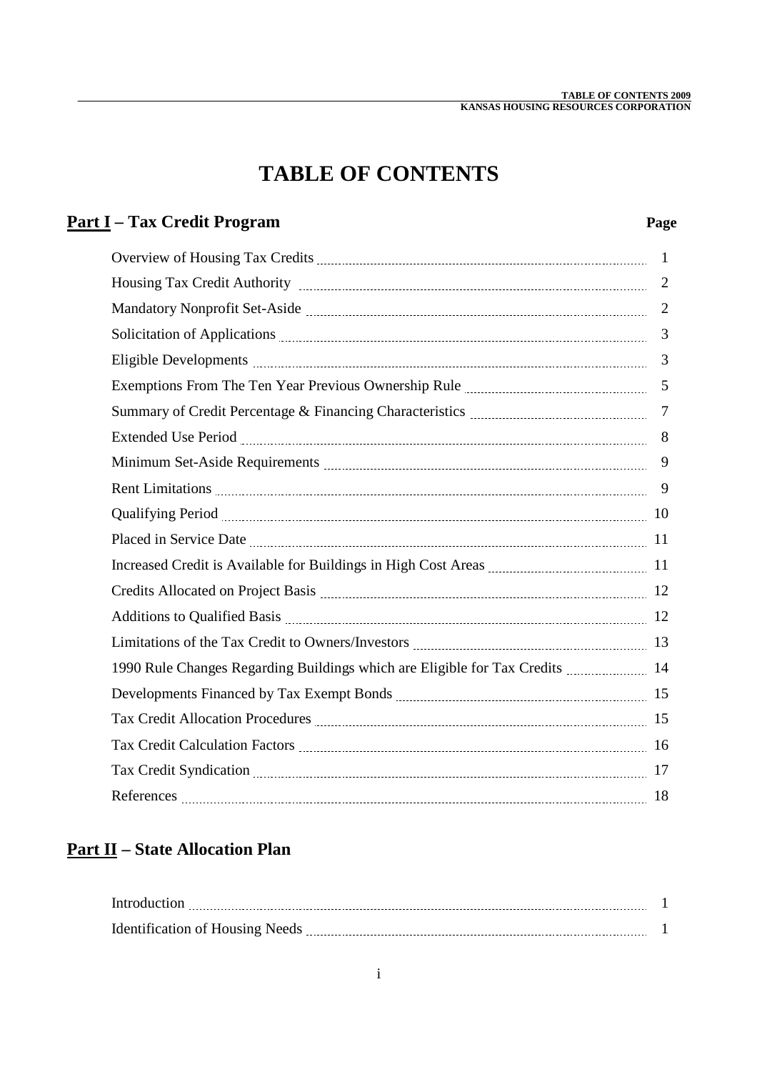# TABLE OF CONTENTS

## Part I – Tax Credit Program

| | Page |
|---|---|
| Overview of Housing Tax Credits | 1 |
| Housing Tax Credit Authority | 2 |
| Mandatory Nonprofit Set-Aside | 2 |
| Solicitation of Applications | 3 |
| Eligible Developments | 3 |
| Exemptions From The Ten Year Previous Ownership Rule | 5 |
| Summary of Credit Percentage & Financing Characteristics | 7 |
| Extended Use Period | 8 |
| Minimum Set-Aside Requirements | 9 |
| Rent Limitations | 9 |
| Qualifying Period | 10 |
| Placed in Service Date | 11 |
| Increased Credit is Available for Buildings in High Cost Areas | 11 |
| Credits Allocated on Project Basis | 12 |
| Additions to Qualified Basis | 12 |
| Limitations of the Tax Credit to Owners/Investors | 13 |
| 1990 Rule Changes Regarding Buildings which are Eligible for Tax Credits | 14 |
| Developments Financed by Tax Exempt Bonds | 15 |
| Tax Credit Allocation Procedures | 15 |
| Tax Credit Calculation Factors | 16 |
| Tax Credit Syndication | 17 |
| References | 18 |

## Part II – State Allocation Plan

| | |
|---|---|
| Introduction | 1 |
| Identification of Housing Needs | 1 |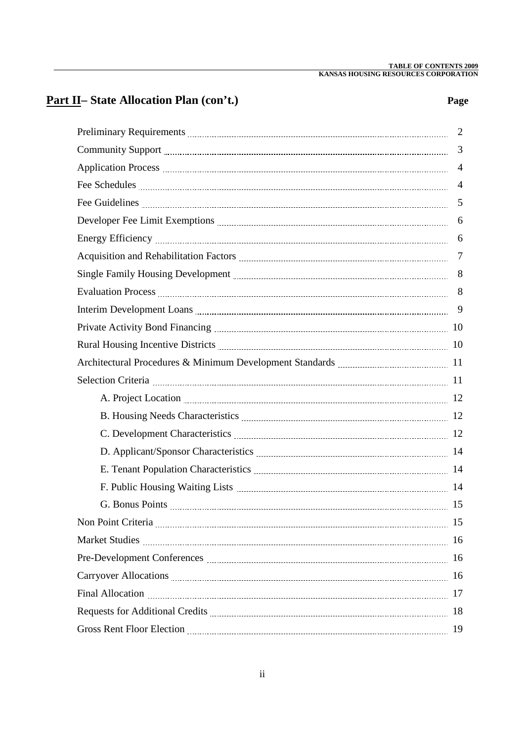## Part II– State Allocation Plan (con't.)

| | Page |
|---|---|
| Preliminary Requirements | 2 |
| Community Support | 3 |
| Application Process | 4 |
| Fee Schedules | 4 |
| Fee Guidelines | 5 |
| Developer Fee Limit Exemptions | 6 |
| Energy Efficiency | 6 |
| Acquisition and Rehabilitation Factors | 7 |
| Single Family Housing Development | 8 |
| Evaluation Process | 8 |
| Interim Development Loans | 9 |
| Private Activity Bond Financing | 10 |
| Rural Housing Incentive Districts | 10 |
| Architectural Procedures & Minimum Development Standards | 11 |
| Selection Criteria | 11 |
| A. Project Location | 12 |
| B. Housing Needs Characteristics | 12 |
| C. Development Characteristics | 12 |
| D. Applicant/Sponsor Characteristics | 14 |
| E. Tenant Population Characteristics | 14 |
| F. Public Housing Waiting Lists | 14 |
| G. Bonus Points | 15 |
| Non Point Criteria | 15 |
| Market Studies | 16 |
| Pre-Development Conferences | 16 |
| Carryover Allocations | 16 |
| Final Allocation | 17 |
| Requests for Additional Credits | 18 |
| Gross Rent Floor Election | 19 |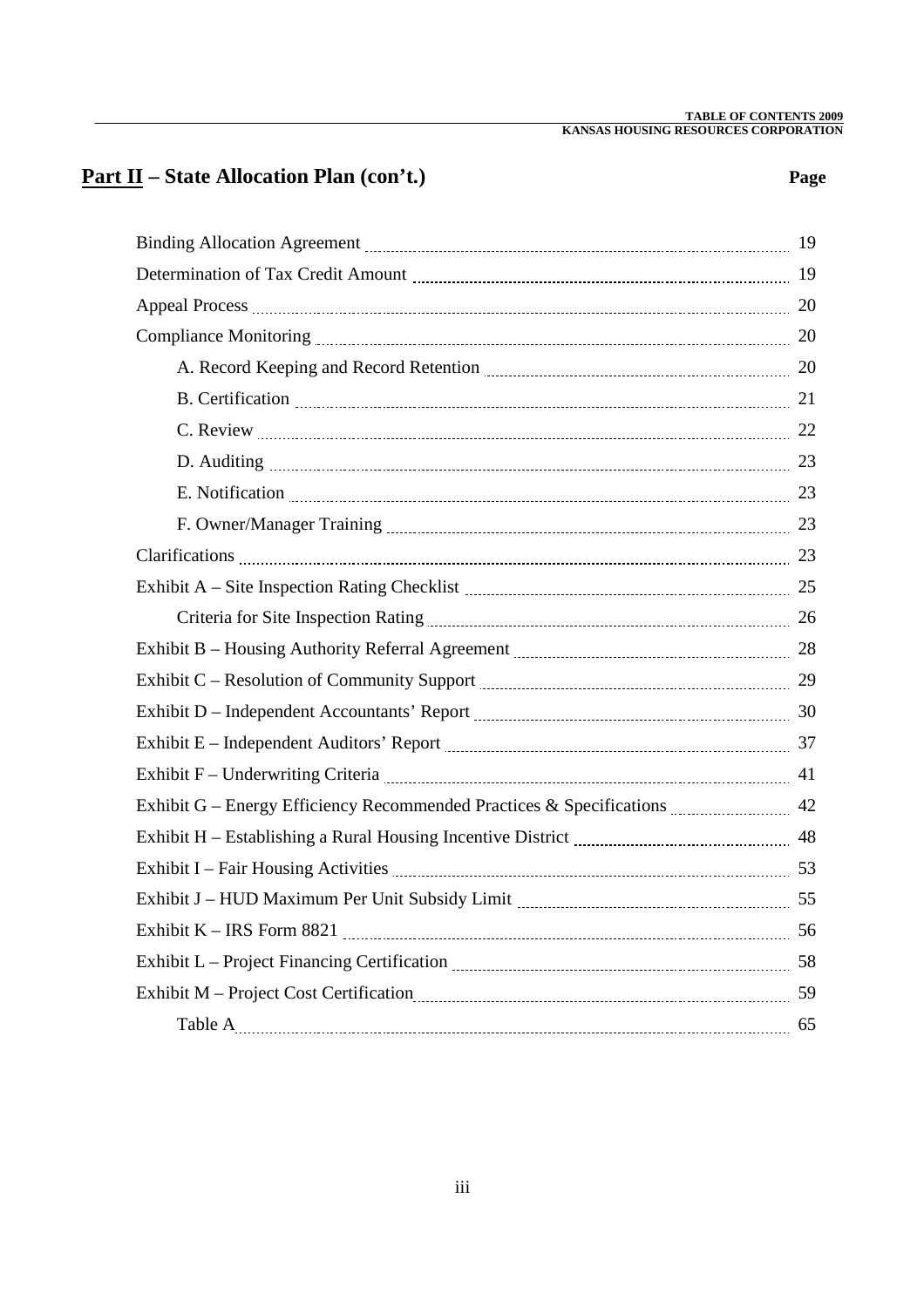## **<u>Part II</u> – State Allocation Plan (con't.)**

| | Page |
|---|---|
| Binding Allocation Agreement | 19 |
| Determination of Tax Credit Amount | 19 |
| Appeal Process | 20 |
| Compliance Monitoring | 20 |
| &nbsp;&nbsp;&nbsp;&nbsp;A. Record Keeping and Record Retention | 20 |
| &nbsp;&nbsp;&nbsp;&nbsp;B. Certification | 21 |
| &nbsp;&nbsp;&nbsp;&nbsp;C. Review | 22 |
| &nbsp;&nbsp;&nbsp;&nbsp;D. Auditing | 23 |
| &nbsp;&nbsp;&nbsp;&nbsp;E. Notification | 23 |
| &nbsp;&nbsp;&nbsp;&nbsp;F. Owner/Manager Training | 23 |
| Clarifications | 23 |
| Exhibit A – Site Inspection Rating Checklist | 25 |
| &nbsp;&nbsp;&nbsp;&nbsp;Criteria for Site Inspection Rating | 26 |
| Exhibit B – Housing Authority Referral Agreement | 28 |
| Exhibit C – Resolution of Community Support | 29 |
| Exhibit D – Independent Accountants' Report | 30 |
| Exhibit E – Independent Auditors' Report | 37 |
| Exhibit F – Underwriting Criteria | 41 |
| Exhibit G – Energy Efficiency Recommended Practices & Specifications | 42 |
| Exhibit H – Establishing a Rural Housing Incentive District | 48 |
| Exhibit I – Fair Housing Activities | 53 |
| Exhibit J – HUD Maximum Per Unit Subsidy Limit | 55 |
| Exhibit K – IRS Form 8821 | 56 |
| Exhibit L – Project Financing Certification | 58 |
| Exhibit M – Project Cost Certification | 59 |
| &nbsp;&nbsp;&nbsp;&nbsp;Table A | 65 |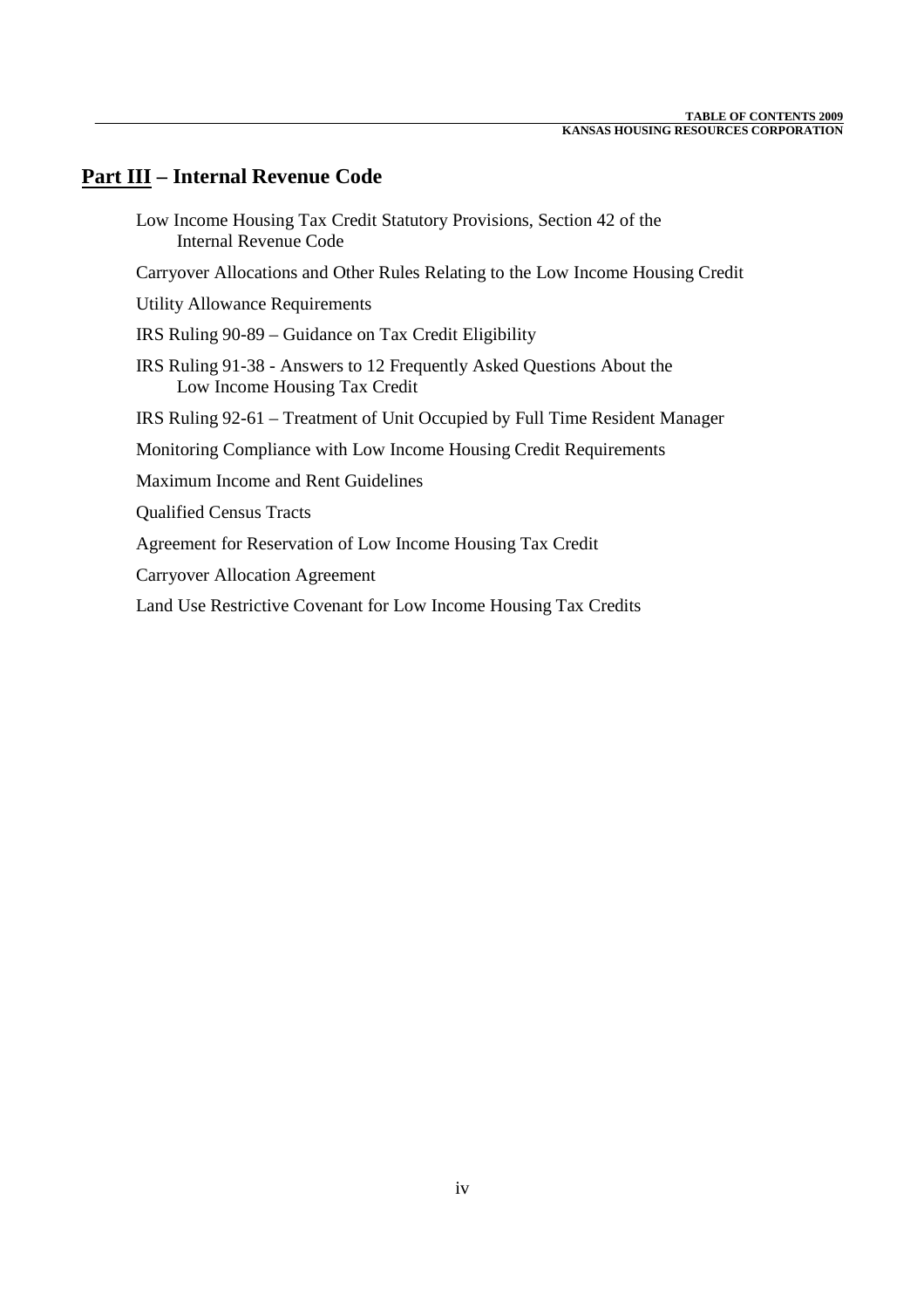## **Part III – Internal Revenue Code**

Low Income Housing Tax Credit Statutory Provisions, Section 42 of the Internal Revenue Code

Carryover Allocations and Other Rules Relating to the Low Income Housing Credit

Utility Allowance Requirements

IRS Ruling 90-89 – Guidance on Tax Credit Eligibility

IRS Ruling 91-38 - Answers to 12 Frequently Asked Questions About the Low Income Housing Tax Credit

IRS Ruling 92-61 – Treatment of Unit Occupied by Full Time Resident Manager

Monitoring Compliance with Low Income Housing Credit Requirements

Maximum Income and Rent Guidelines

Qualified Census Tracts

Agreement for Reservation of Low Income Housing Tax Credit

Carryover Allocation Agreement

Land Use Restrictive Covenant for Low Income Housing Tax Credits